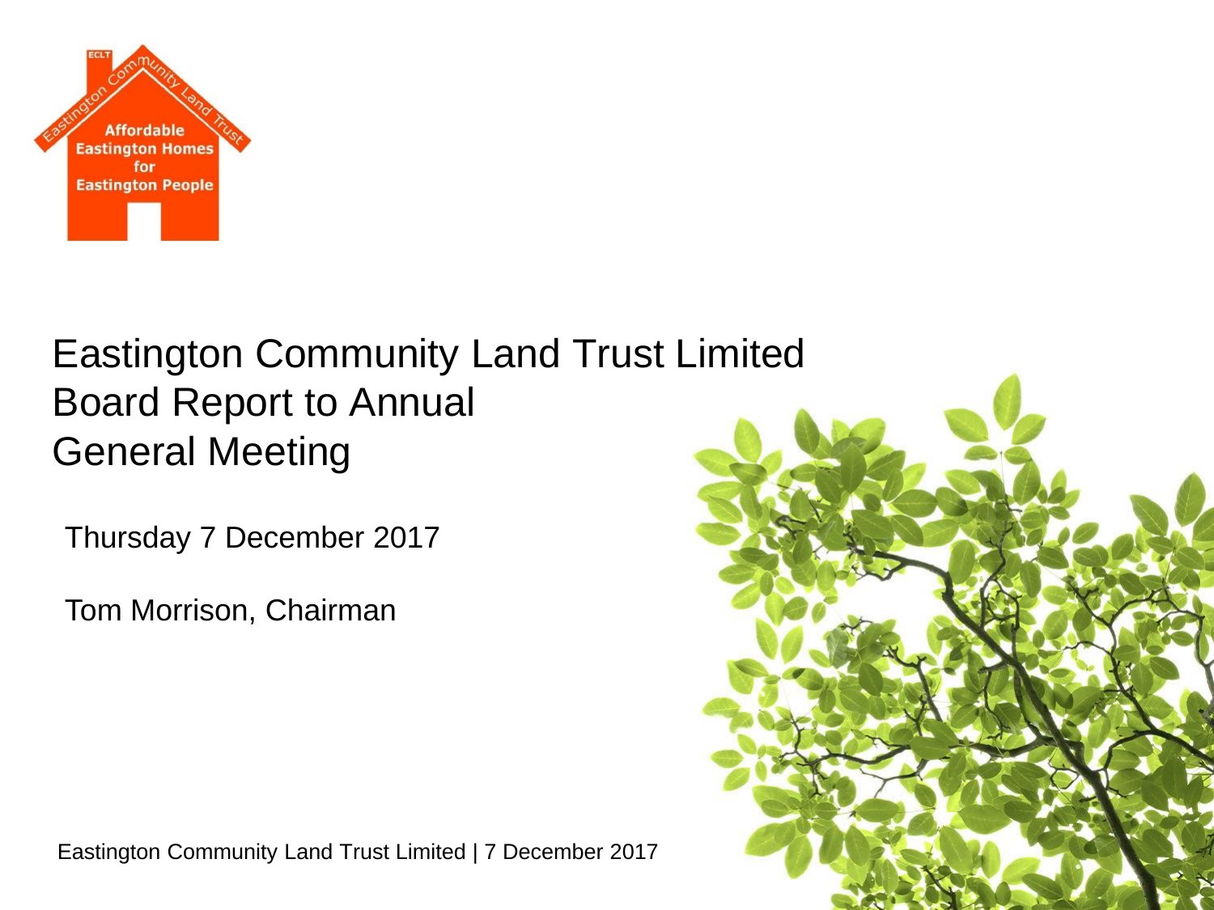# Eastington Community Land Trust Limited Board Report to Annual General Meeting

Thursday 7 December 2017

Tom Morrison, Chairman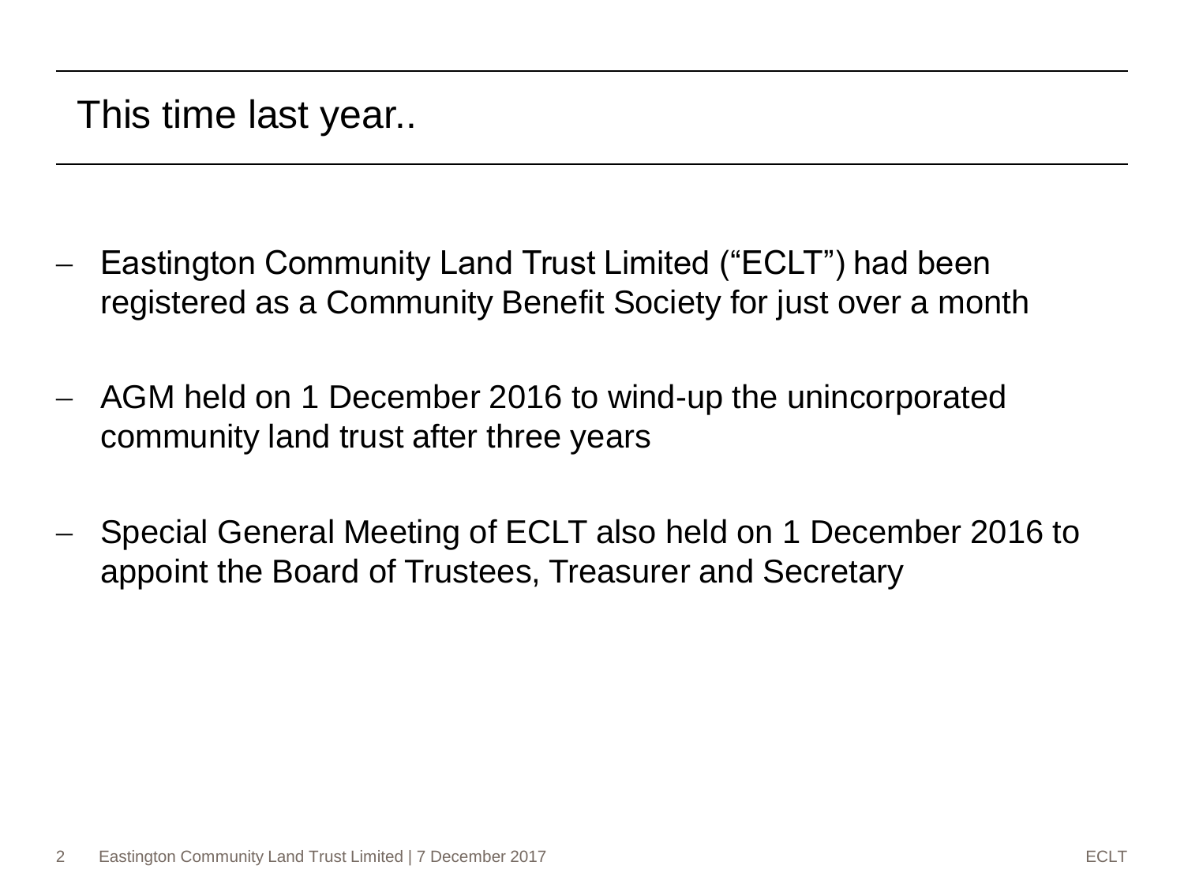# This time last year..

- Eastington Community Land Trust Limited ("ECLT") had been registered as a Community Benefit Society for just over a month
- AGM held on 1 December 2016 to wind-up the unincorporated community land trust after three years
- Special General Meeting of ECLT also held on 1 December 2016 to appoint the Board of Trustees, Treasurer and Secretary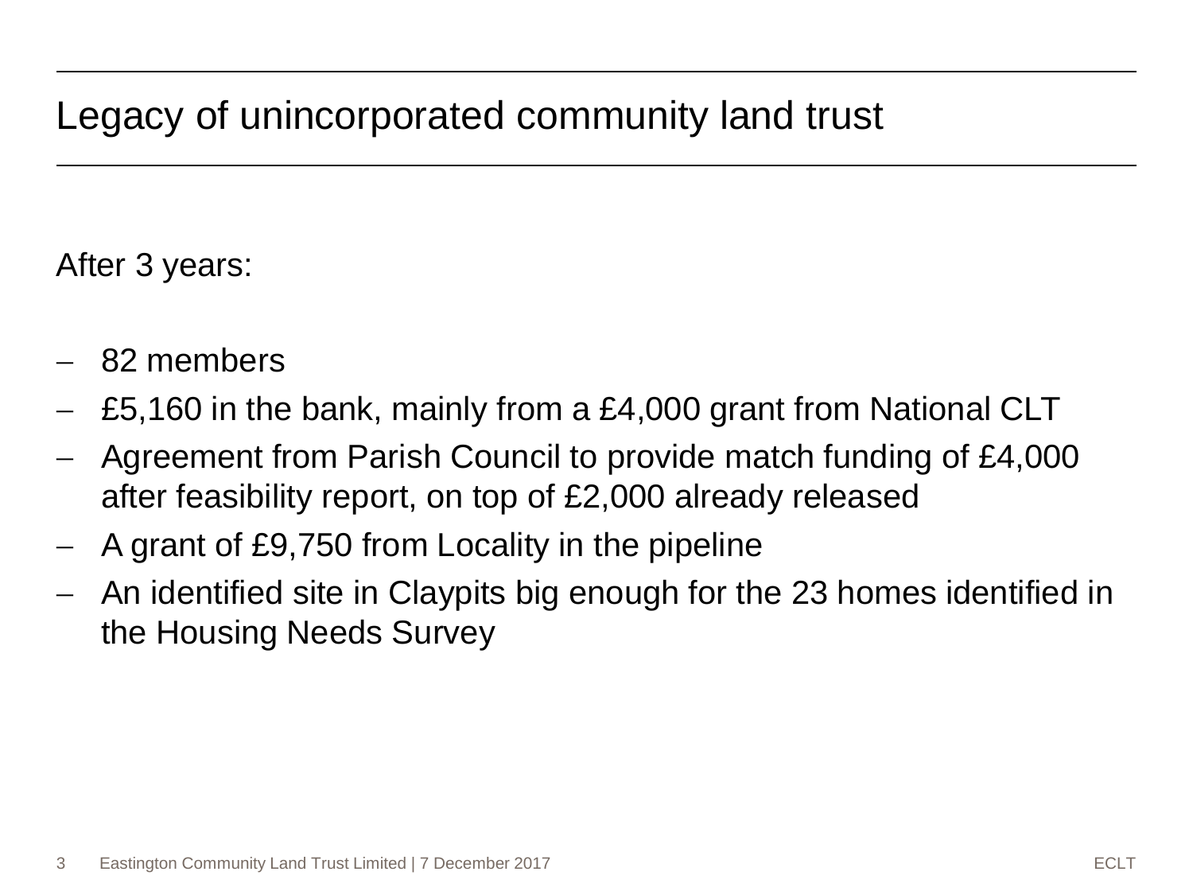# Legacy of unincorporated community land trust

After 3 years:

- 82 members
- £5,160 in the bank, mainly from a £4,000 grant from National CLT
- Agreement from Parish Council to provide match funding of £4,000 after feasibility report, on top of £2,000 already released
- A grant of £9,750 from Locality in the pipeline
- An identified site in Claypits big enough for the 23 homes identified in the Housing Needs Survey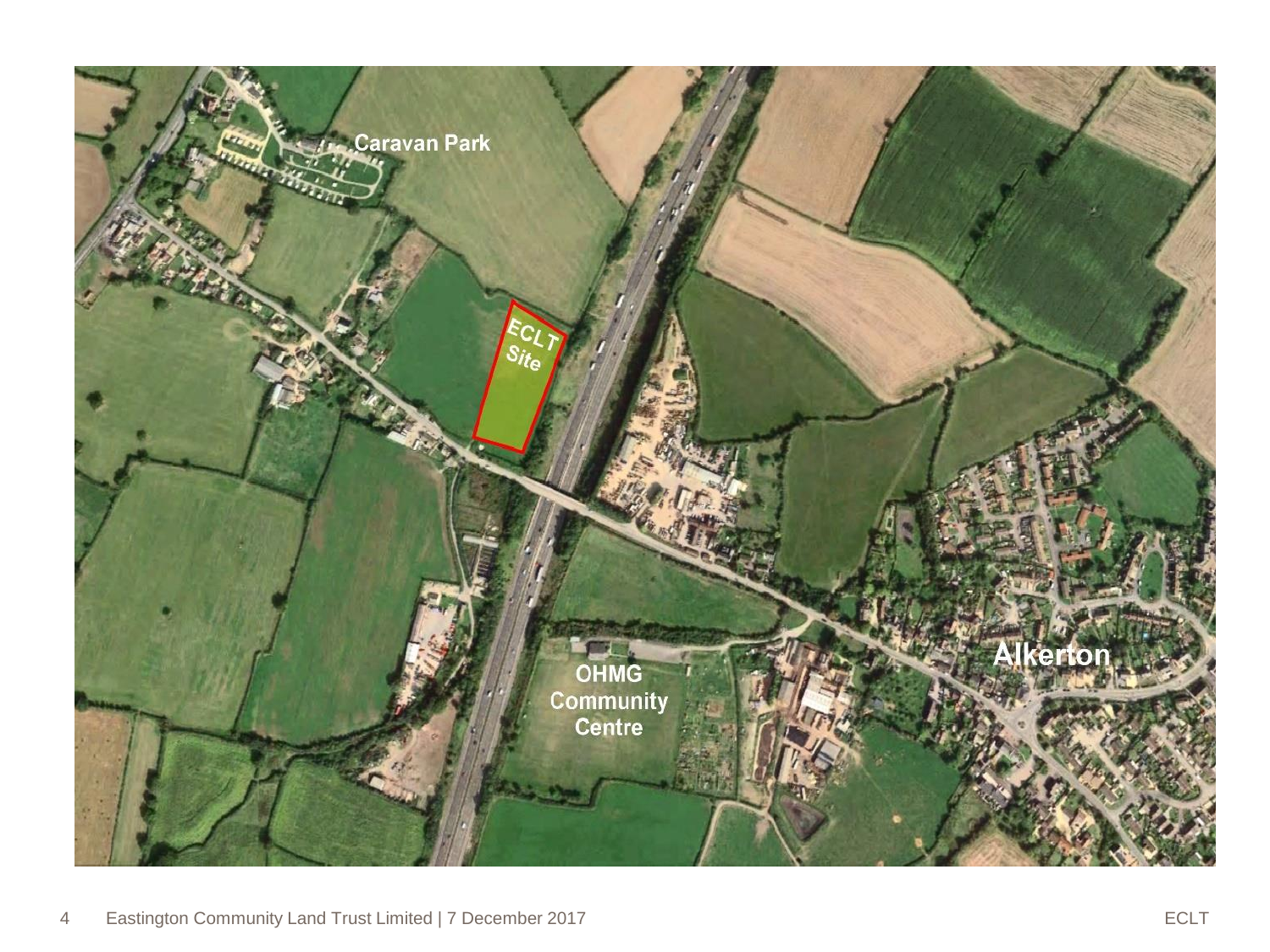Caravan Park

ECLT Site

OHMG Community Centre

Alkerton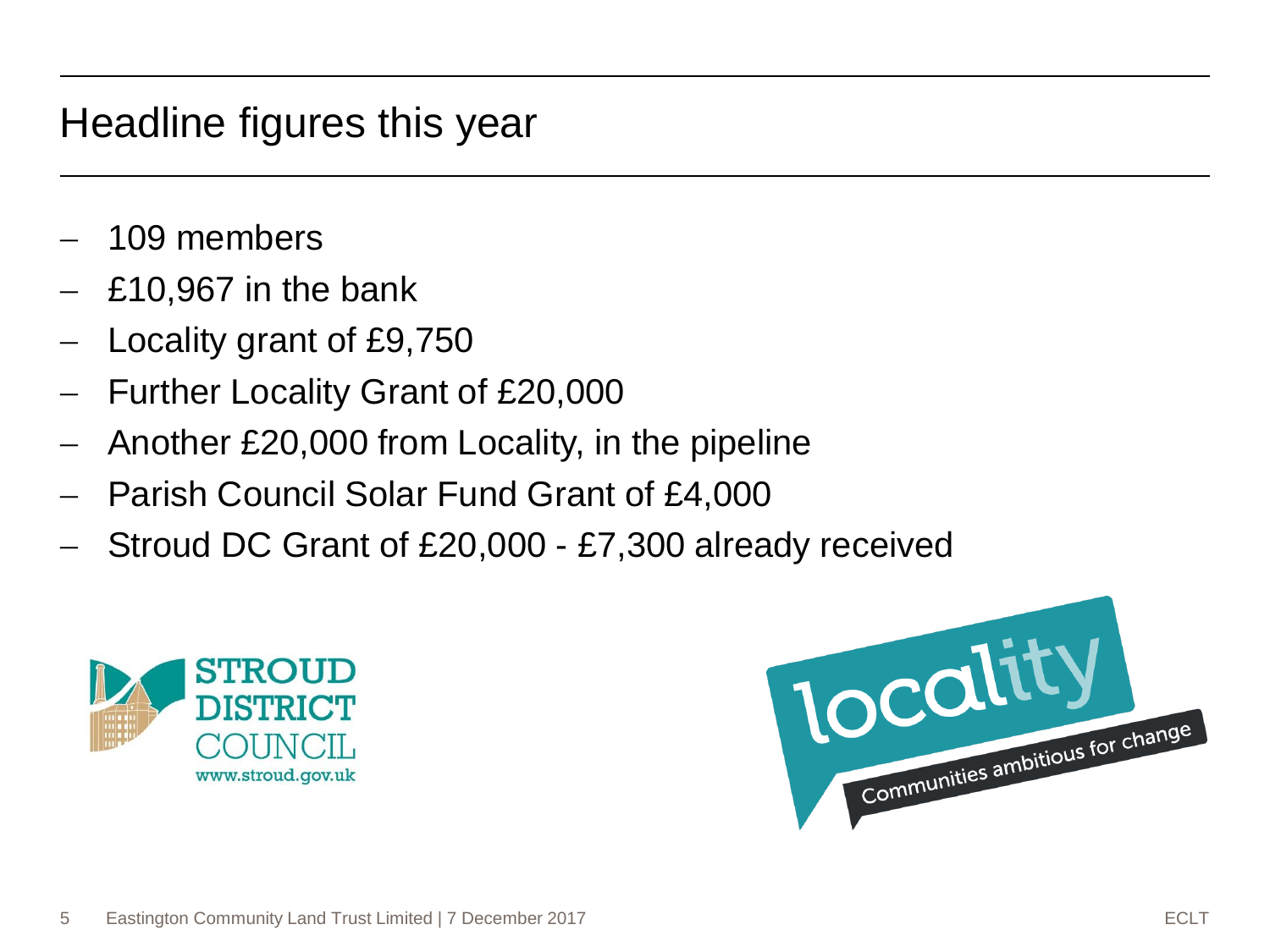# Headline figures this year

- 109 members
- £10,967 in the bank
- Locality grant of £9,750
- Further Locality Grant of £20,000
- Another £20,000 from Locality, in the pipeline
- Parish Council Solar Fund Grant of £4,000
- Stroud DC Grant of £20,000 - £7,300 already received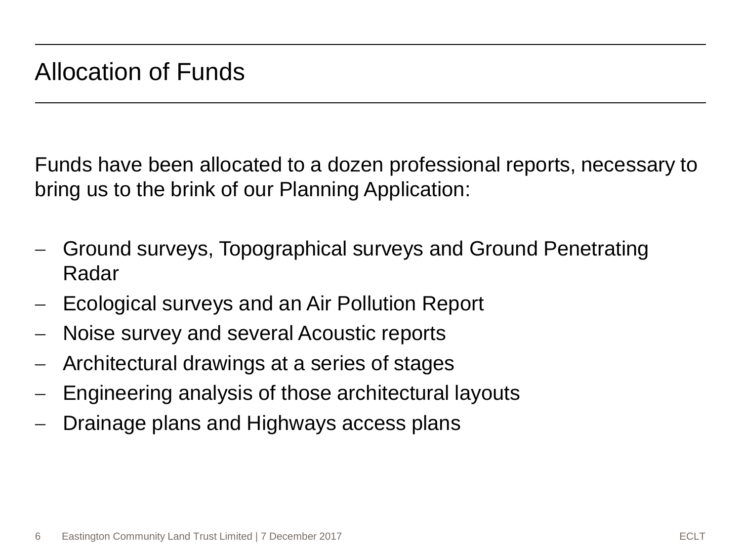# Allocation of Funds

Funds have been allocated to a dozen professional reports, necessary to bring us to the brink of our Planning Application:

- Ground surveys, Topographical surveys and Ground Penetrating Radar
- Ecological surveys and an Air Pollution Report
- Noise survey and several Acoustic reports
- Architectural drawings at a series of stages
- Engineering analysis of those architectural layouts
- Drainage plans and Highways access plans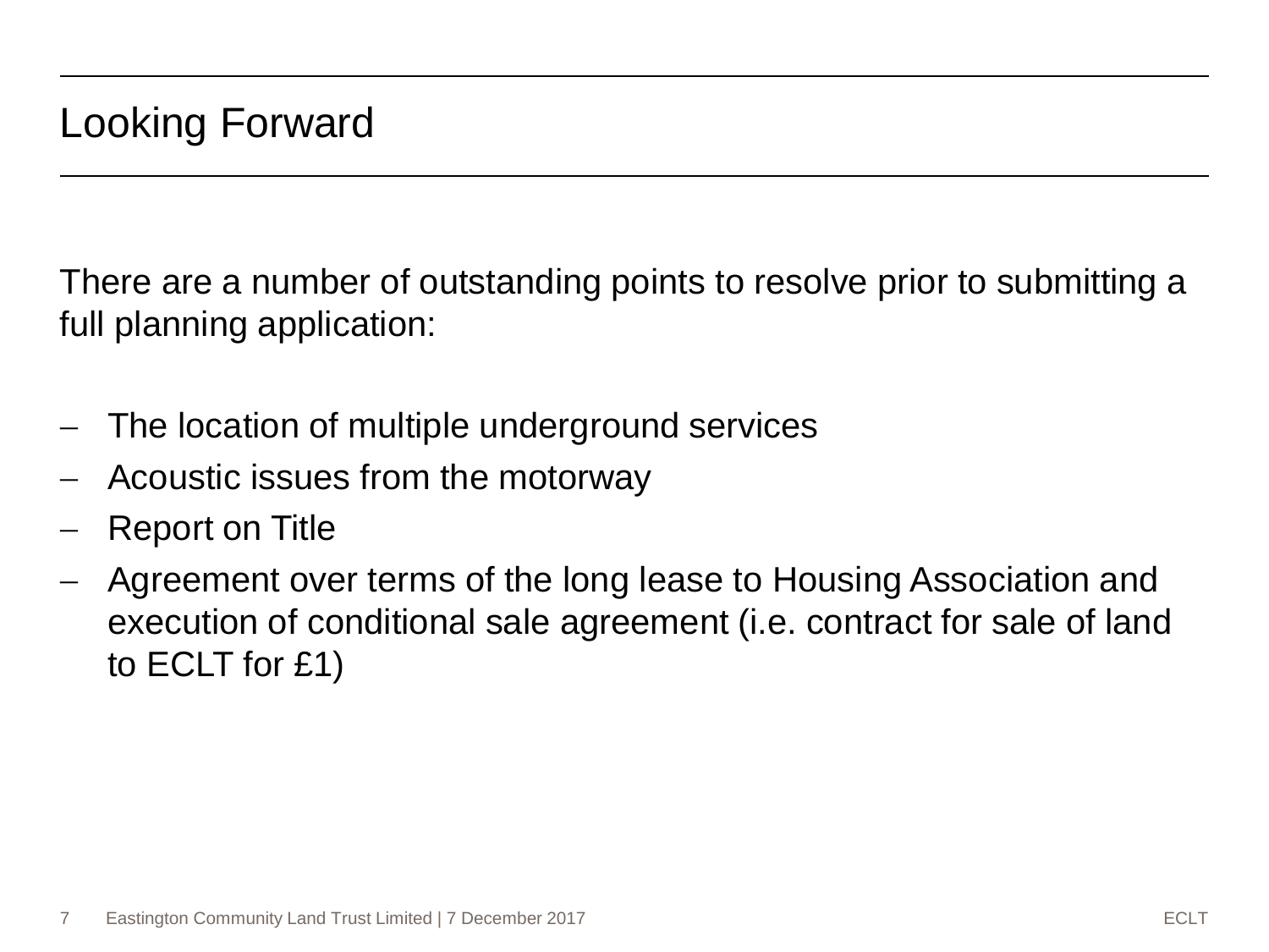# Looking Forward

There are a number of outstanding points to resolve prior to submitting a full planning application:

- The location of multiple underground services
- Acoustic issues from the motorway
- Report on Title
- Agreement over terms of the long lease to Housing Association and execution of conditional sale agreement (i.e. contract for sale of land to ECLT for £1)